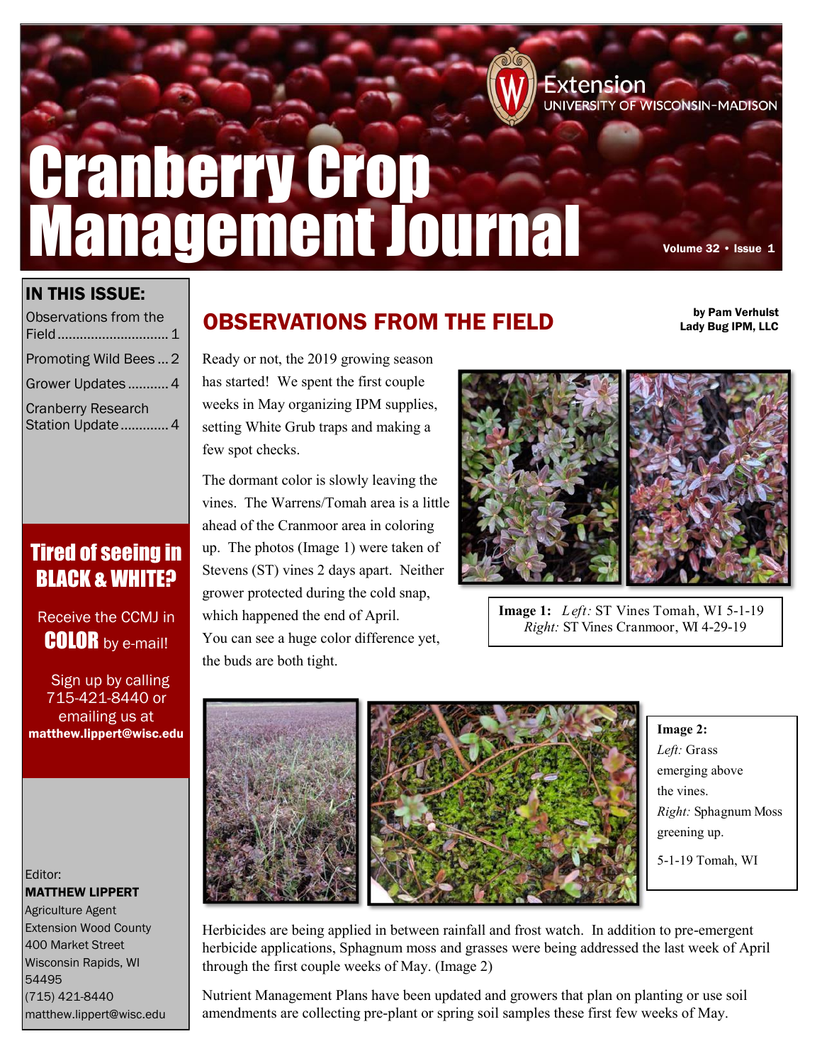# Cranberry Crop Management Journal

Extension
UNIVERSITY OF WISCONSIN-MADISON

## IN THIS ISSUE:

- Observations from the Field ........ 1
- Promoting Wild Bees ... 2
- Grower Updates ........... 4
- Cranberry Research Station Update ............. 4

**Tired of seeing in BLACK & WHITE?**

Receive the CCMJ in **COLOR** by e-mail!

Sign up by calling 715-421-8440 or emailing us at **matthew.lippert@wisc.edu**

Editor:
**MATTHEW LIPPERT**
Agriculture Agent
Extension Wood County
400 Market Street
Wisconsin Rapids, WI 54495
(715) 421-8440
matthew.lippert@wisc.edu

## OBSERVATIONS FROM THE FIELD

**by Pam Verhulst**
**Lady Bug IPM, LLC**

Ready or not, the 2019 growing season has started! We spent the first couple weeks in May organizing IPM supplies, setting White Grub traps and making a few spot checks.

The dormant color is slowly leaving the vines. The Warrens/Tomah area is a little ahead of the Cranmoor area in coloring up. The photos (Image 1) were taken of Stevens (ST) vines 2 days apart. Neither grower protected during the cold snap, which happened the end of April. You can see a huge color difference yet, the buds are both tight.

**Image 1:** *Left:* ST Vines Tomah, WI 5-1-19
*Right:* ST Vines Cranmoor, WI 4-29-19

**Image 2:**
*Left:* Grass emerging above the vines.
*Right:* Sphagnum Moss greening up.
5-1-19 Tomah, WI

Herbicides are being applied in between rainfall and frost watch. In addition to pre-emergent herbicide applications, Sphagnum moss and grasses were being addressed the last week of April through the first couple weeks of May. (Image 2)

Nutrient Management Plans have been updated and growers that plan on planting or use soil amendments are collecting pre-plant or spring soil samples these first few weeks of May.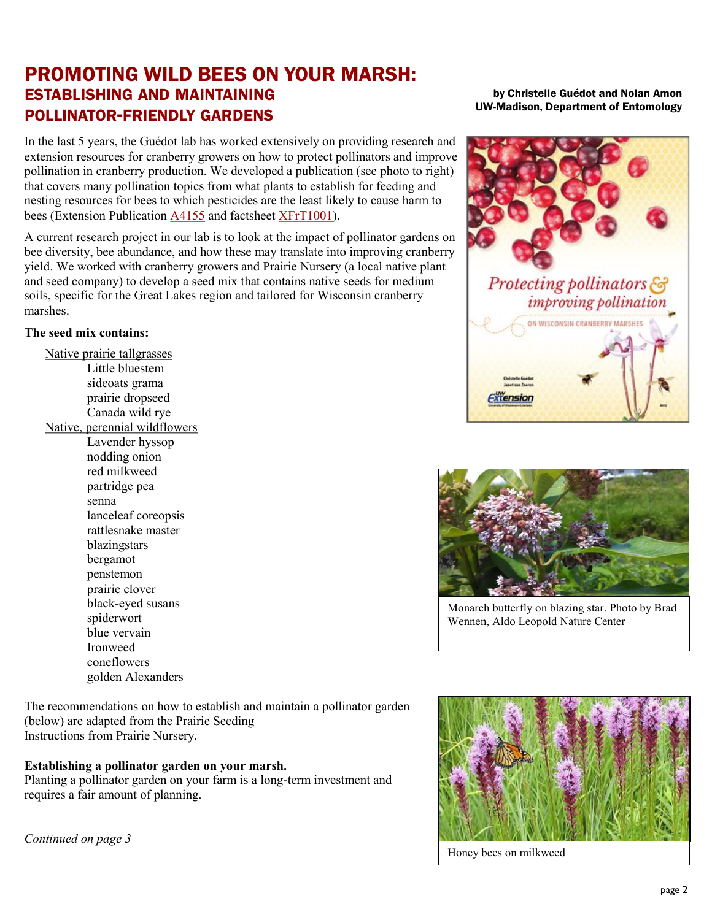# PROMOTING WILD BEES ON YOUR MARSH:

## ESTABLISHING AND MAINTAINING POLLINATOR-FRIENDLY GARDENS

**by Christelle Guédot and Nolan Amon**
**UW-Madison, Department of Entomology**

In the last 5 years, the Guédot lab has worked extensively on providing research and extension resources for cranberry growers on how to protect pollinators and improve pollination in cranberry production. We developed a publication (see photo to right) that covers many pollination topics from what plants to establish for feeding and nesting resources for bees to which pesticides are the least likely to cause harm to bees (Extension Publication A4155 and factsheet XFrT1001).

A current research project in our lab is to look at the impact of pollinator gardens on bee diversity, bee abundance, and how these may translate into improving cranberry yield. We worked with cranberry growers and Prairie Nursery (a local native plant and seed company) to develop a seed mix that contains native seeds for medium soils, specific for the Great Lakes region and tailored for Wisconsin cranberry marshes.

**The seed mix contains:**

Native prairie tallgrasses

- Little bluestem
- sideoats grama
- prairie dropseed
- Canada wild rye

Native, perennial wildflowers

- Lavender hyssop
- nodding onion
- red milkweed
- partridge pea
- senna
- lanceleaf coreopsis
- rattlesnake master
- blazingstars
- bergamot
- penstemon
- prairie clover
- black-eyed susans
- spiderwort
- blue vervain
- Ironweed
- coneflowers
- golden Alexanders

Monarch butterfly on blazing star. Photo by Brad Wennen, Aldo Leopold Nature Center

Honey bees on milkweed

The recommendations on how to establish and maintain a pollinator garden (below) are adapted from the Prairie Seeding Instructions from Prairie Nursery.

**Establishing a pollinator garden on your marsh.**
Planting a pollinator garden on your farm is a long-term investment and requires a fair amount of planning.

*Continued on page 3*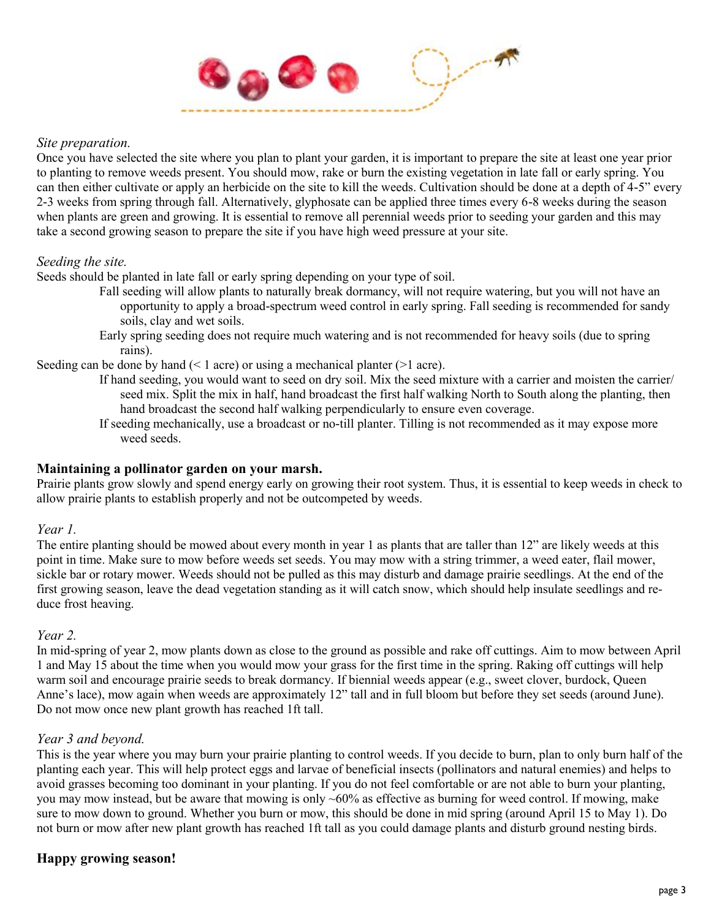*Site preparation.*

Once you have selected the site where you plan to plant your garden, it is important to prepare the site at least one year prior to planting to remove weeds present. You should mow, rake or burn the existing vegetation in late fall or early spring. You can then either cultivate or apply an herbicide on the site to kill the weeds. Cultivation should be done at a depth of 4-5" every 2-3 weeks from spring through fall. Alternatively, glyphosate can be applied three times every 6-8 weeks during the season when plants are green and growing. It is essential to remove all perennial weeds prior to seeding your garden and this may take a second growing season to prepare the site if you have high weed pressure at your site.

*Seeding the site.*

Seeds should be planted in late fall or early spring depending on your type of soil.

- Fall seeding will allow plants to naturally break dormancy, will not require watering, but you will not have an opportunity to apply a broad-spectrum weed control in early spring. Fall seeding is recommended for sandy soils, clay and wet soils.
- Early spring seeding does not require much watering and is not recommended for heavy soils (due to spring rains).

Seeding can be done by hand (< 1 acre) or using a mechanical planter (>1 acre).

- If hand seeding, you would want to seed on dry soil. Mix the seed mixture with a carrier and moisten the carrier/seed mix. Split the mix in half, hand broadcast the first half walking North to South along the planting, then hand broadcast the second half walking perpendicularly to ensure even coverage.
- If seeding mechanically, use a broadcast or no-till planter. Tilling is not recommended as it may expose more weed seeds.

## Maintaining a pollinator garden on your marsh.

Prairie plants grow slowly and spend energy early on growing their root system. Thus, it is essential to keep weeds in check to allow prairie plants to establish properly and not be outcompeted by weeds.

*Year 1.*

The entire planting should be mowed about every month in year 1 as plants that are taller than 12" are likely weeds at this point in time. Make sure to mow before weeds set seeds. You may mow with a string trimmer, a weed eater, flail mower, sickle bar or rotary mower. Weeds should not be pulled as this may disturb and damage prairie seedlings. At the end of the first growing season, leave the dead vegetation standing as it will catch snow, which should help insulate seedlings and reduce frost heaving.

*Year 2.*

In mid-spring of year 2, mow plants down as close to the ground as possible and rake off cuttings. Aim to mow between April 1 and May 15 about the time when you would mow your grass for the first time in the spring. Raking off cuttings will help warm soil and encourage prairie seeds to break dormancy. If biennial weeds appear (e.g., sweet clover, burdock, Queen Anne's lace), mow again when weeds are approximately 12" tall and in full bloom but before they set seeds (around June). Do not mow once new plant growth has reached 1ft tall.

*Year 3 and beyond.*

This is the year where you may burn your prairie planting to control weeds. If you decide to burn, plan to only burn half of the planting each year. This will help protect eggs and larvae of beneficial insects (pollinators and natural enemies) and helps to avoid grasses becoming too dominant in your planting. If you do not feel comfortable or are not able to burn your planting, you may mow instead, but be aware that mowing is only ~60% as effective as burning for weed control. If mowing, make sure to mow down to ground. Whether you burn or mow, this should be done in mid spring (around April 15 to May 1). Do not burn or mow after new plant growth has reached 1ft tall as you could damage plants and disturb ground nesting birds.

## Happy growing season!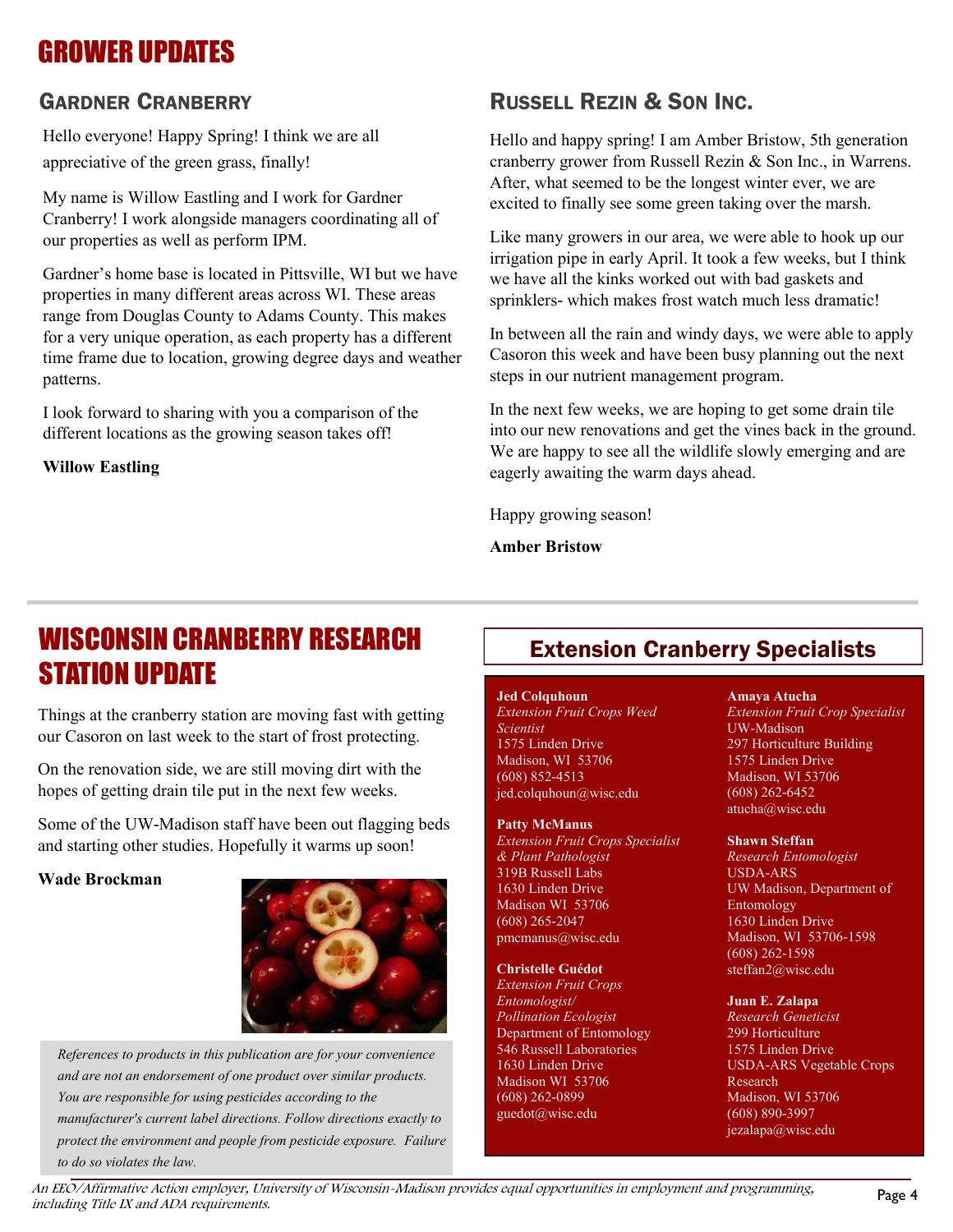# GROWER UPDATES

## Gardner Cranberry

Hello everyone! Happy Spring! I think we are all appreciative of the green grass, finally!

My name is Willow Eastling and I work for Gardner Cranberry! I work alongside managers coordinating all of our properties as well as perform IPM.

Gardner's home base is located in Pittsville, WI but we have properties in many different areas across WI. These areas range from Douglas County to Adams County. This makes for a very unique operation, as each property has a different time frame due to location, growing degree days and weather patterns.

I look forward to sharing with you a comparison of the different locations as the growing season takes off!

**Willow Eastling**

## Russell Rezin & Son Inc.

Hello and happy spring! I am Amber Bristow, 5th generation cranberry grower from Russell Rezin & Son Inc., in Warrens. After, what seemed to be the longest winter ever, we are excited to finally see some green taking over the marsh.

Like many growers in our area, we were able to hook up our irrigation pipe in early April. It took a few weeks, but I think we have all the kinks worked out with bad gaskets and sprinklers- which makes frost watch much less dramatic!

In between all the rain and windy days, we were able to apply Casoron this week and have been busy planning out the next steps in our nutrient management program.

In the next few weeks, we are hoping to get some drain tile into our new renovations and get the vines back in the ground. We are happy to see all the wildlife slowly emerging and are eagerly awaiting the warm days ahead.

Happy growing season!

**Amber Bristow**

# WISCONSIN CRANBERRY RESEARCH STATION UPDATE

Things at the cranberry station are moving fast with getting our Casoron on last week to the start of frost protecting.

On the renovation side, we are still moving dirt with the hopes of getting drain tile put in the next few weeks.

Some of the UW-Madison staff have been out flagging beds and starting other studies. Hopefully it warms up soon!

**Wade Brockman**

*References to products in this publication are for your convenience and are not an endorsement of one product over similar products. You are responsible for using pesticides according to the manufacturer's current label directions. Follow directions exactly to protect the environment and people from pesticide exposure. Failure to do so violates the law.*

## Extension Cranberry Specialists

**Jed Colquhoun**
*Extension Fruit Crops Weed Scientist*
1575 Linden Drive
Madison, WI 53706
(608) 852-4513
jed.colquhoun@wisc.edu

**Patty McManus**
*Extension Fruit Crops Specialist & Plant Pathologist*
319B Russell Labs
1630 Linden Drive
Madison WI 53706
(608) 265-2047
pmcmanus@wisc.edu

**Christelle Guédot**
*Extension Fruit Crops Entomologist/ Pollination Ecologist*
Department of Entomology
546 Russell Laboratories
1630 Linden Drive
Madison WI 53706
(608) 262-0899
guedot@wisc.edu

**Amaya Atucha**
*Extension Fruit Crop Specialist*
UW-Madison
297 Horticulture Building
1575 Linden Drive
Madison, WI 53706
(608) 262-6452
atucha@wisc.edu

**Shawn Steffan**
*Research Entomologist*
USDA-ARS
UW Madison, Department of Entomology
1630 Linden Drive
Madison, WI 53706-1598
(608) 262-1598
steffan2@wisc.edu

**Juan E. Zalapa**
*Research Geneticist*
299 Horticulture
1575 Linden Drive
USDA-ARS Vegetable Crops Research
Madison, WI 53706
(608) 890-3997
jezalapa@wisc.edu

*An EEO/Affirmative Action employer, University of Wisconsin-Madison provides equal opportunities in employment and programming, including Title IX and ADA requirements.*